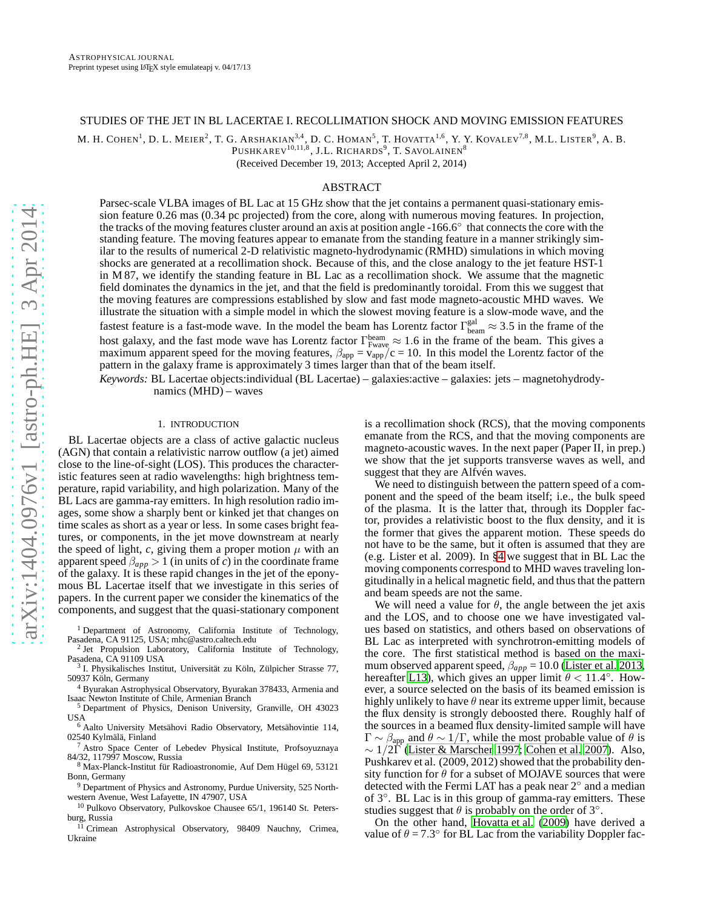# STUDIES OF THE JET IN BL LACERTAE I. RECOLLIMATION SHOCK AND MOVING EMISSION FEATURES

M. H. Cohen[1], D. L. Meier[2], T. G. Arshakian[3,4], D. C. Homan[5], T. Hovatta[1,6], Y. Y. Kovalev[7,8], M.L. Lister[9], A. B. Pushkarev[10,11,8], J.L. Richards[9], T. Savolainen[8]

(Received December 19, 2013; Accepted April 2, 2014)

## ABSTRACT

Parsec-scale VLBA images of BL Lac at 15 GHz show that the jet contains a permanent quasi-stationary emission feature 0.26 mas (0.34 pc projected) from the core, along with numerous moving features. In projection, the tracks of the moving features cluster around an axis at position angle -166.6° that connects the core with the standing feature. The moving features appear to emanate from the standing feature in a manner strikingly similar to the results of numerical 2-D relativistic magneto-hydrodynamic (RMHD) simulations in which moving shocks are generated at a recollimation shock. Because of this, and the close analogy to the jet feature HST-1 in M 87, we identify the standing feature in BL Lac as a recollimation shock. We assume that the magnetic field dominates the dynamics in the jet, and that the field is predominantly toroidal. From this we suggest that the moving features are compressions established by slow and fast mode magneto-acoustic MHD waves. We illustrate the situation with a simple model in which the slowest moving feature is a slow-mode wave, and the fastest feature is a fast-mode wave. In the model the beam has Lorentz factor $\Gamma_{\rm beam}^{\rm gal} \approx 3.5$ in the frame of the host galaxy, and the fast mode wave has Lorentz factor $\Gamma_{\rm Fwave}^{\rm beam} \approx 1.6$ in the frame of the beam. This gives a maximum apparent speed for the moving features, $\beta_{\rm app} = v_{\rm app}/c = 10$. In this model the Lorentz factor of the pattern in the galaxy frame is approximately 3 times larger than that of the beam itself.

*Keywords:* BL Lacertae objects:individual (BL Lacertae) – galaxies:active – galaxies: jets – magnetohydrodynamics (MHD) – waves

## 1. INTRODUCTION

BL Lacertae objects are a class of active galactic nucleus (AGN) that contain a relativistic narrow outflow (a jet) aimed close to the line-of-sight (LOS). This produces the characteristic features seen at radio wavelengths: high brightness temperature, rapid variability, and high polarization. Many of the BL Lacs are gamma-ray emitters. In high resolution radio images, some show a sharply bent or kinked jet that changes on time scales as short as a year or less. In some cases bright features, or components, in the jet move downstream at nearly the speed of light, $c$, giving them a proper motion $\mu$ with an apparent speed $\beta_{app} > 1$ (in units of $c$) in the coordinate frame of the galaxy. It is these rapid changes in the jet of the eponymous BL Lacertae itself that we investigate in this series of papers. In the current paper we consider the kinematics of the components, and suggest that the quasi-stationary component is a recollimation shock (RCS), that the moving components emanate from the RCS, and that the moving components are magneto-acoustic waves. In the next paper (Paper II, in prep.) we show that the jet supports transverse waves as well, and suggest that they are Alfvén waves.

We need to distinguish between the pattern speed of a component and the speed of the beam itself; i.e., the bulk speed of the plasma. It is the latter that, through its Doppler factor, provides a relativistic boost to the flux density, and it is the former that gives the apparent motion. These speeds do not have to be the same, but it often is assumed that they are (e.g. Lister et al. 2009). In §4 we suggest that in BL Lac the moving components correspond to MHD waves traveling longitudinally in a helical magnetic field, and thus that the pattern and beam speeds are not the same.

We will need a value for $\theta$, the angle between the jet axis and the LOS, and to choose one we have investigated values based on statistics, and others based on observations of BL Lac as interpreted with synchrotron-emitting models of the core. The first statistical method is based on the maximum observed apparent speed, $\beta_{app} = 10.0$ (Lister et al. 2013, hereafter L13), which gives an upper limit $\theta < 11.4°$. However, a source selected on the basis of its beamed emission is highly unlikely to have $\theta$ near its extreme upper limit, because the flux density is strongly deboosted there. Roughly half of the sources in a beamed flux density-limited sample will have $\Gamma \sim \beta_{app}$ and $\theta \sim 1/\Gamma$, while the most probable value of $\theta$ is $\sim 1/2\Gamma$ (Lister & Marscher 1997; Cohen et al. 2007). Also, Pushkarev et al. (2009, 2012) showed that the probability density function for $\theta$ for a subset of MOJAVE sources that were detected with the Fermi LAT has a peak near 2° and a median of 3°. BL Lac is in this group of gamma-ray emitters. These studies suggest that $\theta$ is probably on the order of 3°.

On the other hand, Hovatta et al. (2009) have derived a value of $\theta = 7.3°$ for BL Lac from the variability Doppler fac-

[1] Department of Astronomy, California Institute of Technology, Pasadena, CA 91125, USA; mhc@astro.caltech.edu
[2] Jet Propulsion Laboratory, California Institute of Technology, Pasadena, CA 91109 USA
[3] I. Physikalisches Institut, Universität zu Köln, Zülpicher Strasse 77, 50937 Köln, Germany
[4] Byurakan Astrophysical Observatory, Byurakan 378433, Armenia and Isaac Newton Institute of Chile, Armenian Branch
[5] Department of Physics, Denison University, Granville, OH 43023 USA
[6] Aalto University Metsähovi Radio Observatory, Metsähovintie 114, 02540 Kylmälä, Finland
[7] Astro Space Center of Lebedev Physical Institute, Profsoyuznaya 84/32, 117997 Moscow, Russia
[8] Max-Planck-Institut für Radioastronomie, Auf Dem Hügel 69, 53121 Bonn, Germany
[9] Department of Physics and Astronomy, Purdue University, 525 Northwestern Avenue, West Lafayette, IN 47907, USA
[10] Pulkovo Observatory, Pulkovskoe Chausee 65/1, 196140 St. Petersburg, Russia
[11] Crimean Astrophysical Observatory, 98409 Nauchny, Crimea, Ukraine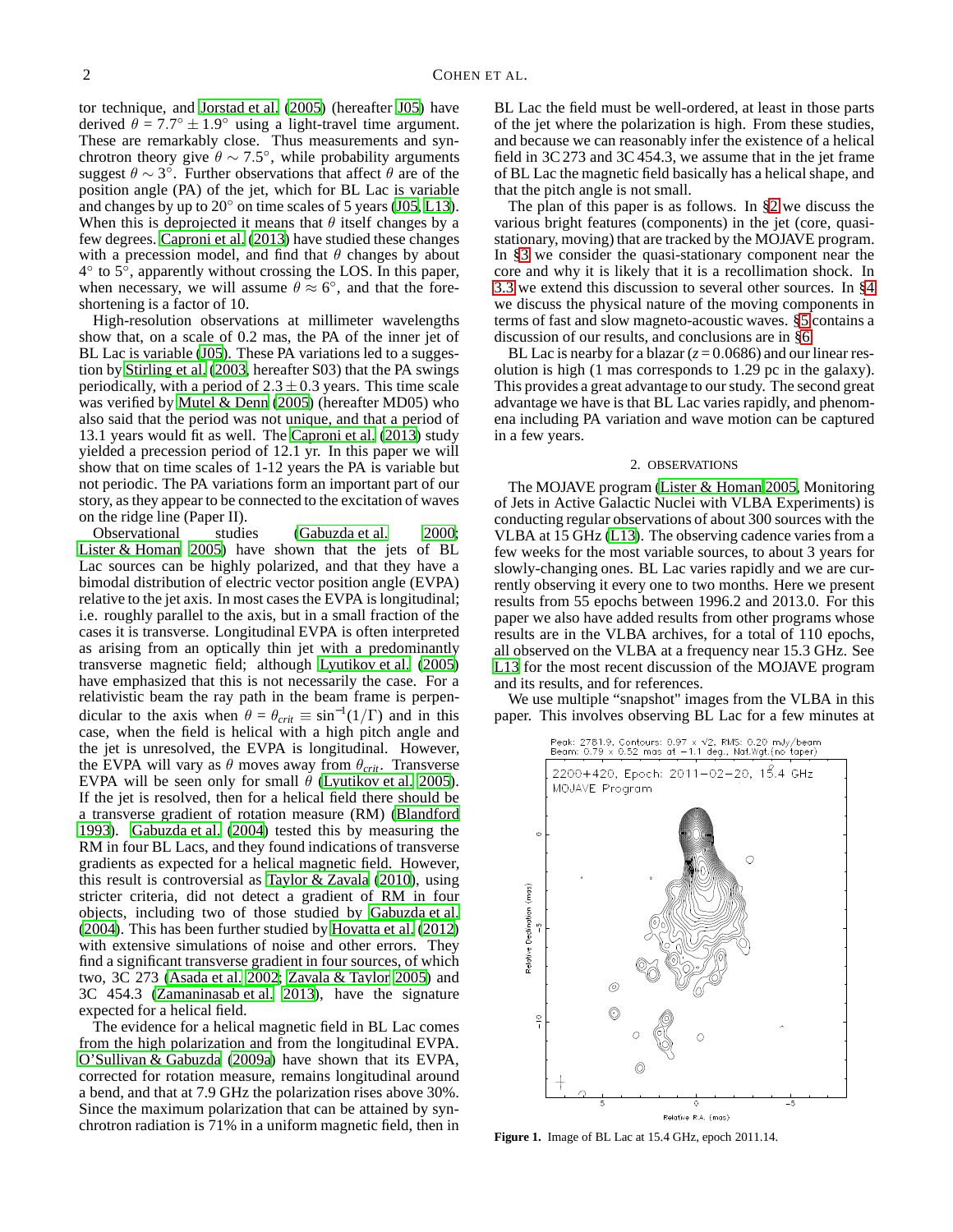tor technique, and Jorstad et al. (2005) (hereafter J05) have derived $\theta = 7.7^\circ \pm 1.9^\circ$ using a light-travel time argument. These are remarkably close. Thus measurements and synchrotron theory give $\theta \sim 7.5^\circ$, while probability arguments suggest $\theta \sim 3^\circ$. Further observations that affect $\theta$ are of the position angle (PA) of the jet, which for BL Lac is variable and changes by up to $20^\circ$ on time scales of 5 years (J05, L13). When this is deprojected it means that $\theta$ itself changes by a few degrees. Caproni et al. (2013) have studied these changes with a precession model, and find that $\theta$ changes by about $4^\circ$ to $5^\circ$, apparently without crossing the LOS. In this paper, when necessary, we will assume $\theta \approx 6^\circ$, and that the foreshortening is a factor of 10.

High-resolution observations at millimeter wavelengths show that, on a scale of 0.2 mas, the PA of the inner jet of BL Lac is variable (J05). These PA variations led to a suggestion by Stirling et al. (2003, hereafter S03) that the PA swings periodically, with a period of $2.3 \pm 0.3$ years. This time scale was verified by Mutel & Denn (2005) (hereafter MD05) who also said that the period was not unique, and that a period of 13.1 years would fit as well. The Caproni et al. (2013) study yielded a precession period of 12.1 yr. In this paper we will show that on time scales of 1-12 years the PA is variable but not periodic. The PA variations form an important part of our story, as they appear to be connected to the excitation of waves on the ridge line (Paper II).

Observational studies (Gabuzda et al. 2000; Lister & Homan 2005) have shown that the jets of BL Lac sources can be highly polarized, and that they have a bimodal distribution of electric vector position angle (EVPA) relative to the jet axis. In most cases the EVPA is longitudinal; i.e. roughly parallel to the axis, but in a small fraction of the cases it is transverse. Longitudinal EVPA is often interpreted as arising from an optically thin jet with a predominantly transverse magnetic field; although Lyutikov et al. (2005) have emphasized that this is not necessarily the case. For a relativistic beam the ray path in the beam frame is perpendicular to the axis when $\theta = \theta_{crit} \equiv \sin^{-1}(1/\Gamma)$ and in this case, when the field is helical with a high pitch angle and the jet is unresolved, the EVPA is longitudinal. However, the EVPA will vary as $\theta$ moves away from $\theta_{crit}$. Transverse EVPA will be seen only for small $\theta$ (Lyutikov et al. 2005). If the jet is resolved, then for a helical field there should be a transverse gradient of rotation measure (RM) (Blandford 1993). Gabuzda et al. (2004) tested this by measuring the RM in four BL Lacs, and they found indications of transverse gradients as expected for a helical magnetic field. However, this result is controversial as Taylor & Zavala (2010), using stricter criteria, did not detect a gradient of RM in four objects, including two of those studied by Gabuzda et al. (2004). This has been further studied by Hovatta et al. (2012) with extensive simulations of noise and other errors. They find a significant transverse gradient in four sources, of which two, 3C 273 (Asada et al. 2002; Zavala & Taylor 2005) and 3C 454.3 (Zamaninasab et al. 2013), have the signature expected for a helical field.

The evidence for a helical magnetic field in BL Lac comes from the high polarization and from the longitudinal EVPA. O'Sullivan & Gabuzda (2009a) have shown that its EVPA, corrected for rotation measure, remains longitudinal around a bend, and that at 7.9 GHz the polarization rises above 30%. Since the maximum polarization that can be attained by synchrotron radiation is 71% in a uniform magnetic field, then in BL Lac the field must be well-ordered, at least in those parts of the jet where the polarization is high. From these studies, and because we can reasonably infer the existence of a helical field in 3C 273 and 3C 454.3, we assume that in the jet frame of BL Lac the magnetic field basically has a helical shape, and that the pitch angle is not small.

The plan of this paper is as follows. In §2 we discuss the various bright features (components) in the jet (core, quasi-stationary, moving) that are tracked by the MOJAVE program. In §3 we consider the quasi-stationary component near the core and why it is likely that it is a recollimation shock. In 3.3 we extend this discussion to several other sources. In §4 we discuss the physical nature of the moving components in terms of fast and slow magneto-acoustic waves. §5 contains a discussion of our results, and conclusions are in §6.

BL Lac is nearby for a blazar ($z = 0.0686$) and our linear resolution is high (1 mas corresponds to 1.29 pc in the galaxy). This provides a great advantage to our study. The second great advantage we have is that BL Lac varies rapidly, and phenomena including PA variation and wave motion can be captured in a few years.

## 2. OBSERVATIONS

The MOJAVE program (Lister & Homan 2005, Monitoring of Jets in Active Galactic Nuclei with VLBA Experiments) is conducting regular observations of about 300 sources with the VLBA at 15 GHz (L13). The observing cadence varies from a few weeks for the most variable sources, to about 3 years for slowly-changing ones. BL Lac varies rapidly and we are currently observing it every one to two months. Here we present results from 55 epochs between 1996.2 and 2013.0. For this paper we also have added results from other programs whose results are in the VLBA archives, for a total of 110 epochs, all observed on the VLBA at a frequency near 15.3 GHz. See L13 for the most recent discussion of the MOJAVE program and its results, and for references.

We use multiple "snapshot" images from the VLBA in this paper. This involves observing BL Lac for a few minutes at

**Figure 1.** Image of BL Lac at 15.4 GHz, epoch 2011.14.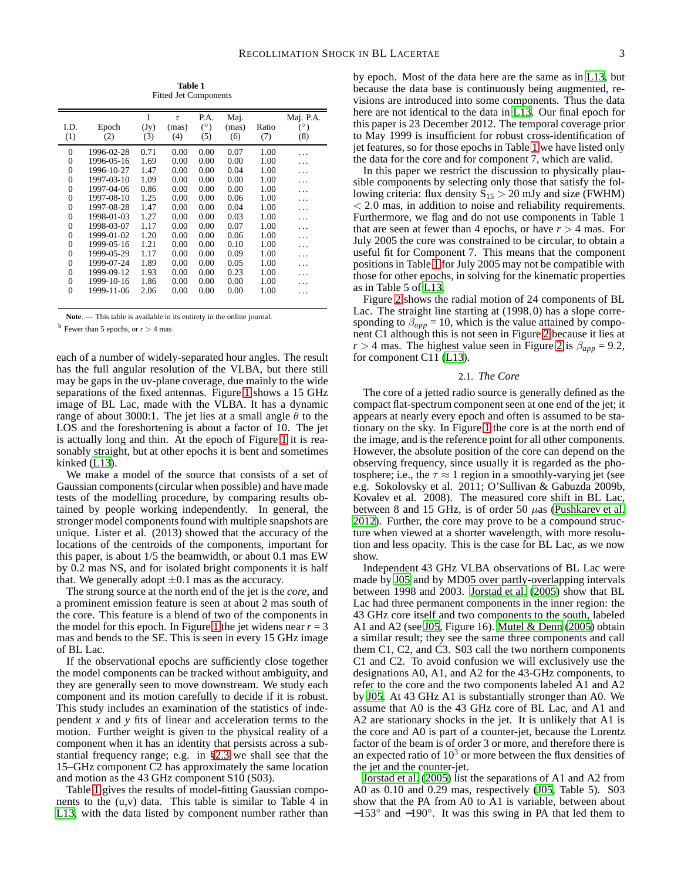**Table 1**
Fitted Jet Components

| I.D. (1) | Epoch (2) | I (Jy) (3) | r (mas) (4) | P.A. (°) (5) | Maj. (mas) (6) | Ratio (7) | Maj. P.A. (°) (8) |
|---|---|---|---|---|---|---|---|
| 0 | 1996-02-28 | 0.71 | 0.00 | 0.00 | 0.07 | 1.00 | ... |
| 0 | 1996-05-16 | 1.69 | 0.00 | 0.00 | 0.00 | 1.00 | ... |
| 0 | 1996-10-27 | 1.47 | 0.00 | 0.00 | 0.04 | 1.00 | ... |
| 0 | 1997-03-10 | 1.09 | 0.00 | 0.00 | 0.00 | 1.00 | ... |
| 0 | 1997-04-06 | 0.86 | 0.00 | 0.00 | 0.00 | 1.00 | ... |
| 0 | 1997-08-10 | 1.25 | 0.00 | 0.00 | 0.06 | 1.00 | ... |
| 0 | 1997-08-28 | 1.47 | 0.00 | 0.00 | 0.04 | 1.00 | ... |
| 0 | 1998-01-03 | 1.27 | 0.00 | 0.00 | 0.03 | 1.00 | ... |
| 0 | 1998-03-07 | 1.17 | 0.00 | 0.00 | 0.07 | 1.00 | ... |
| 0 | 1999-01-02 | 1.20 | 0.00 | 0.00 | 0.06 | 1.00 | ... |
| 0 | 1999-05-16 | 1.21 | 0.00 | 0.00 | 0.10 | 1.00 | ... |
| 0 | 1999-05-29 | 1.17 | 0.00 | 0.00 | 0.09 | 1.00 | ... |
| 0 | 1999-07-24 | 1.89 | 0.00 | 0.00 | 0.05 | 1.00 | ... |
| 0 | 1999-09-12 | 1.93 | 0.00 | 0.00 | 0.23 | 1.00 | ... |
| 0 | 1999-10-16 | 1.86 | 0.00 | 0.00 | 0.00 | 1.00 | ... |
| 0 | 1999-11-06 | 2.06 | 0.00 | 0.00 | 0.00 | 1.00 | ... |

**Note**. — This table is available in its entirety in the online journal.

[b] Fewer than 5 epochs, or $r > 4$ mas

each of a number of widely-separated hour angles. The result has the full angular resolution of the VLBA, but there still may be gaps in the uv-plane coverage, due mainly to the wide separations of the fixed antennas. Figure 1 shows a 15 GHz image of BL Lac, made with the VLBA. It has a dynamic range of about 3000:1. The jet lies at a small angle $\theta$ to the LOS and the foreshortening is about a factor of 10. The jet is actually long and thin. At the epoch of Figure 1 it is reasonably straight, but at other epochs it is bent and sometimes kinked (L13).

We make a model of the source that consists of a set of Gaussian components (circular when possible) and have made tests of the modelling procedure, by comparing results obtained by people working independently. In general, the stronger model components found with multiple snapshots are unique. Lister et al. (2013) showed that the accuracy of the locations of the centroids of the components, important for this paper, is about 1/5 the beamwidth, or about 0.1 mas EW by 0.2 mas NS, and for isolated bright components it is half that. We generally adopt $\pm 0.1$ mas as the accuracy.

The strong source at the north end of the jet is the *core*, and a prominent emission feature is seen at about 2 mas south of the core. This feature is a blend of two of the components in the model for this epoch. In Figure 1 the jet widens near $r = 3$ mas and bends to the SE. This is seen in every 15 GHz image of BL Lac.

If the observational epochs are sufficiently close together the model components can be tracked without ambiguity, and they are generally seen to move downstream. We study each component and its motion carefully to decide if it is robust. This study includes an examination of the statistics of independent $x$ and $y$ fits of linear and acceleration terms to the motion. Further weight is given to the physical reality of a component when it has an identity that persists across a substantial frequency range; e.g. in §2.3 we shall see that the 15–GHz component C2 has approximately the same location and motion as the 43 GHz component S10 (S03).

Table 1 gives the results of model-fitting Gaussian components to the (u,v) data. This table is similar to Table 4 in L13, with the data listed by component number rather than by epoch. Most of the data here are the same as in L13, but because the data base is continuously being augmented, revisions are introduced into some components. Thus the data here are not identical to the data in L13. Our final epoch for this paper is 23 December 2012. The temporal coverage prior to May 1999 is insufficient for robust cross-identification of jet features, so for those epochs in Table 1 we have listed only the data for the core and for component 7, which are valid.

In this paper we restrict the discussion to physically plausible components by selecting only those that satisfy the following criteria: flux density $S_{15} > 20$ mJy and size (FWHM) $< 2.0$ mas, in addition to noise and reliability requirements. Furthermore, we flag and do not use components in Table 1 that are seen at fewer than 4 epochs, or have $r > 4$ mas. For July 2005 the core was constrained to be circular, to obtain a useful fit for Component 7. This means that the component positions in Table 1 for July 2005 may not be compatible with those for other epochs, in solving for the kinematic properties as in Table 5 of L13.

Figure 2 shows the radial motion of 24 components of BL Lac. The straight line starting at (1998, 0) has a slope corresponding to $\beta_{app} = 10$, which is the value attained by component C1 although this is not seen in Figure 2 because it lies at $r > 4$ mas. The highest value seen in Figure 2 is $\beta_{app} = 9.2$, for component C11 (L13).

### 2.1. *The Core*

The core of a jetted radio source is generally defined as the compact flat-spectrum component seen at one end of the jet; it appears at nearly every epoch and often is assumed to be stationary on the sky. In Figure 1 the core is at the north end of the image, and is the reference point for all other components. However, the absolute position of the core can depend on the observing frequency, since usually it is regarded as the photosphere; i.e., the $\tau \approx 1$ region in a smoothly-varying jet (see e.g. Sokolovsky et al. 2011; O'Sullivan & Gabuzda 2009b, Kovalev et al. 2008). The measured core shift in BL Lac, between 8 and 15 GHz, is of order 50 $\mu$as (Pushkarev et al. 2012). Further, the core may prove to be a compound structure when viewed at a shorter wavelength, with more resolution and less opacity. This is the case for BL Lac, as we now show.

Independent 43 GHz VLBA observations of BL Lac were made by J05 and by MD05 over partly-overlapping intervals between 1998 and 2003. Jorstad et al. (2005) show that BL Lac had three permanent components in the inner region: the 43 GHz core itself and two components to the south, labeled A1 and A2 (see J05, Figure 16). Mutel & Denn (2005) obtain a similar result; they see the same three components and call them C1, C2, and C3. S03 call the two northern components C1 and C2. To avoid confusion we will exclusively use the designations A0, A1, and A2 for the 43-GHz components, to refer to the core and the two components labeled A1 and A2 by J05. At 43 GHz A1 is substantially stronger than A0. We assume that A0 is the 43 GHz core of BL Lac, and A1 and A2 are stationary shocks in the jet. It is unlikely that A1 is the core and A0 is part of a counter-jet, because the Lorentz factor of the beam is of order 3 or more, and therefore there is an expected ratio of $10^3$ or more between the flux densities of the jet and the counter-jet.

Jorstad et al. (2005) list the separations of A1 and A2 from A0 as 0.10 and 0.29 mas, respectively (J05, Table 5). S03 show that the PA from A0 to A1 is variable, between about $-153^\circ$ and $-190^\circ$. It was this swing in PA that led them to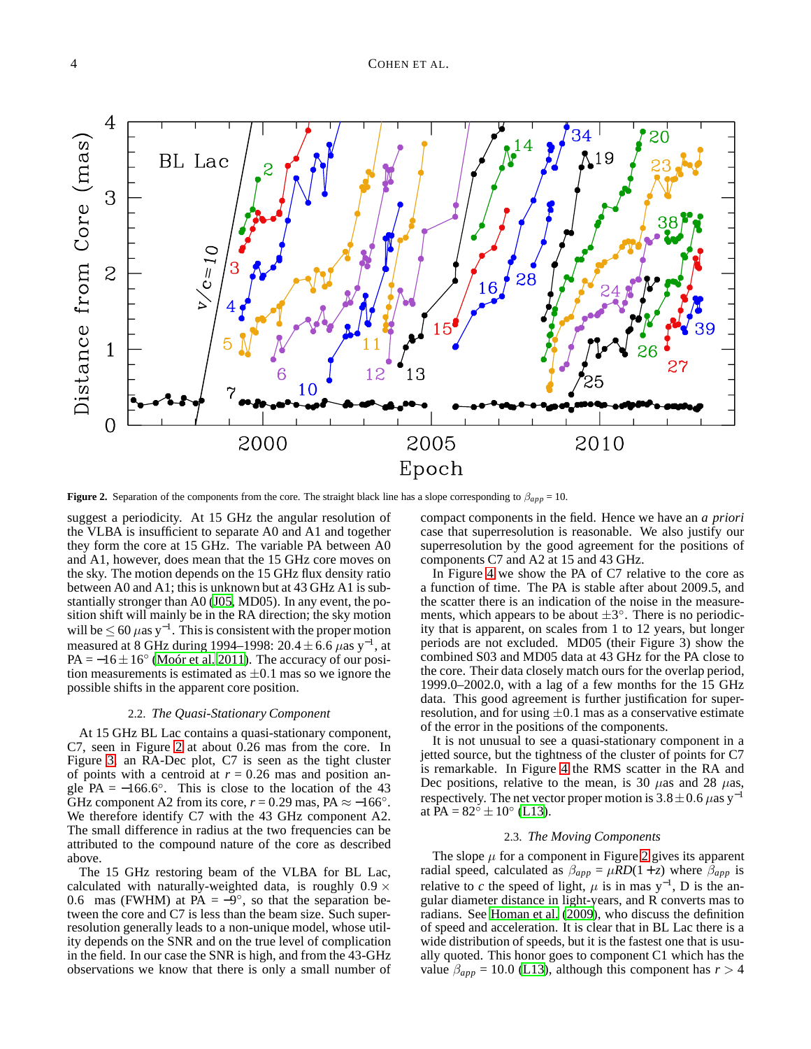**Figure 2.** Separation of the components from the core. The straight black line has a slope corresponding to $\beta_{app} = 10$.

suggest a periodicity. At 15 GHz the angular resolution of the VLBA is insufficient to separate A0 and A1 and together they form the core at 15 GHz. The variable PA between A0 and A1, however, does mean that the 15 GHz core moves on the sky. The motion depends on the 15 GHz flux density ratio between A0 and A1; this is unknown but at 43 GHz A1 is substantially stronger than A0 (J05, MD05). In any event, the position shift will mainly be in the RA direction; the sky motion will be $\leq 60\ \mu$as y$^{-1}$. This is consistent with the proper motion measured at 8 GHz during 1994–1998: $20.4 \pm 6.6\ \mu$as y$^{-1}$, at PA = $-16 \pm 16°$ (Moór et al. 2011). The accuracy of our position measurements is estimated as $\pm 0.1$ mas so we ignore the possible shifts in the apparent core position.

### 2.2. *The Quasi-Stationary Component*

At 15 GHz BL Lac contains a quasi-stationary component, C7, seen in Figure 2 at about 0.26 mas from the core. In Figure 3, an RA-Dec plot, C7 is seen as the tight cluster of points with a centroid at $r = 0.26$ mas and position angle PA = $-166.6°$. This is close to the location of the 43 GHz component A2 from its core, $r = 0.29$ mas, PA $\approx -166°$. We therefore identify C7 with the 43 GHz component A2. The small difference in radius at the two frequencies can be attributed to the compound nature of the core as described above.

The 15 GHz restoring beam of the VLBA for BL Lac, calculated with naturally-weighted data, is roughly $0.9 \times 0.6$ mas (FWHM) at PA = $-9°$, so that the separation between the core and C7 is less than the beam size. Such superresolution generally leads to a non-unique model, whose utility depends on the SNR and on the true level of complication in the field. In our case the SNR is high, and from the 43-GHz observations we know that there is only a small number of compact components in the field. Hence we have an *a priori* case that superresolution is reasonable. We also justify our superresolution by the good agreement for the positions of components C7 and A2 at 15 and 43 GHz.

In Figure 4 we show the PA of C7 relative to the core as a function of time. The PA is stable after about 2009.5, and the scatter there is an indication of the noise in the measurements, which appears to be about $\pm 3°$. There is no periodicity that is apparent, on scales from 1 to 12 years, but longer periods are not excluded. MD05 (their Figure 3) show the combined S03 and MD05 data at 43 GHz for the PA close to the core. Their data closely match ours for the overlap period, 1999.0–2002.0, with a lag of a few months for the 15 GHz data. This good agreement is further justification for superresolution, and for using $\pm 0.1$ mas as a conservative estimate of the error in the positions of the components.

It is not unusual to see a quasi-stationary component in a jetted source, but the tightness of the cluster of points for C7 is remarkable. In Figure 4 the RMS scatter in the RA and Dec positions, relative to the mean, is 30 $\mu$as and 28 $\mu$as, respectively. The net vector proper motion is $3.8 \pm 0.6\ \mu$as y$^{-1}$ at PA = $82° \pm 10°$ (L13).

### 2.3. *The Moving Components*

The slope $\mu$ for a component in Figure 2 gives its apparent radial speed, calculated as $\beta_{app} = \mu RD(1+z)$ where $\beta_{app}$ is relative to $c$ the speed of light, $\mu$ is in mas y$^{-1}$, D is the angular diameter distance in light-years, and R converts mas to radians. See Homan et al. (2009), who discuss the definition of speed and acceleration. It is clear that in BL Lac there is a wide distribution of speeds, but it is the fastest one that is usually quoted. This honor goes to component C1 which has the value $\beta_{app} = 10.0$ (L13), although this component has $r > 4$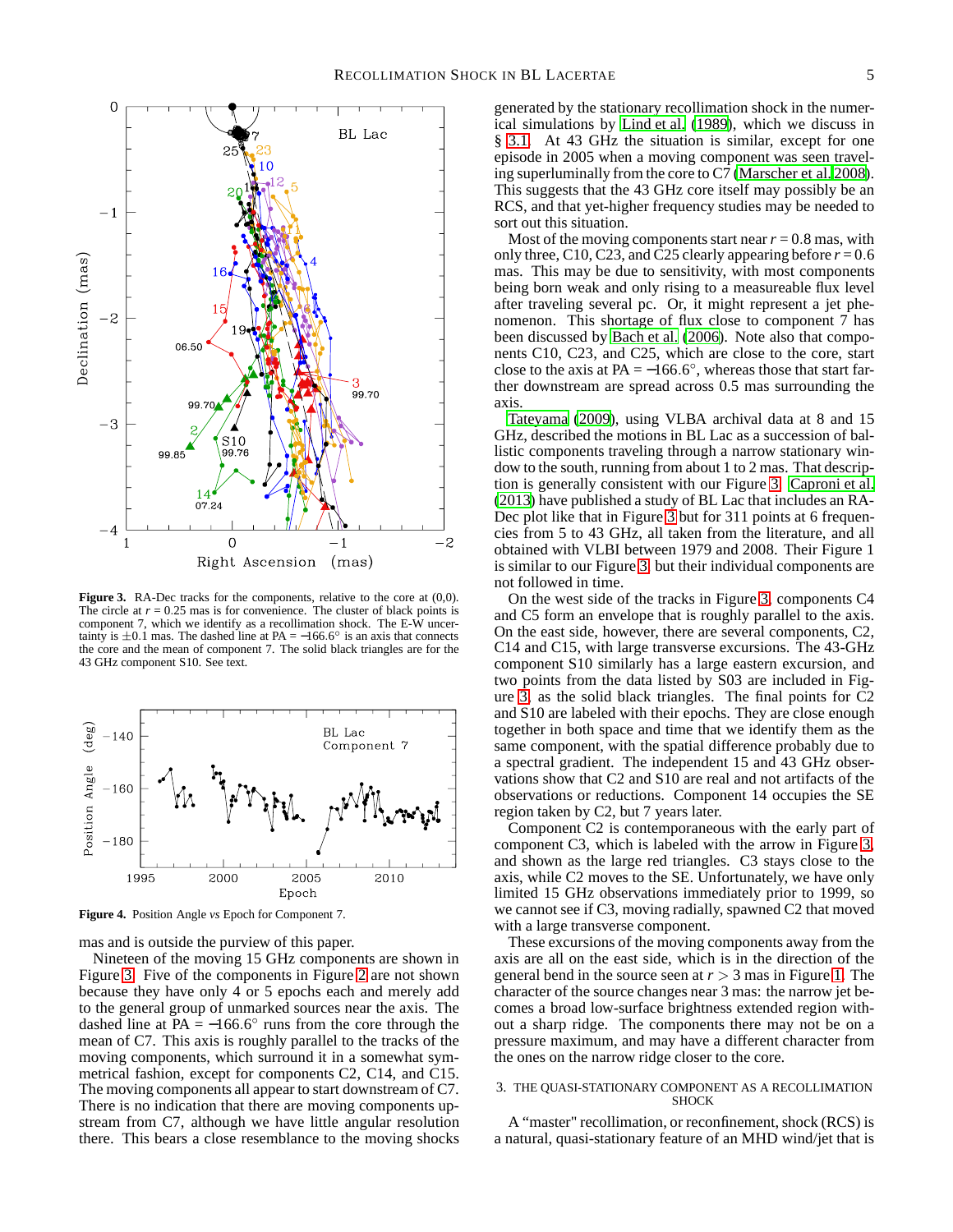**Figure 3.** RA-Dec tracks for the components, relative to the core at (0,0). The circle at $r = 0.25$ mas is for convenience. The cluster of black points is component 7, which we identify as a recollimation shock. The E-W uncertainty is $\pm 0.1$ mas. The dashed line at PA $= -166.6^{\circ}$ is an axis that connects the core and the mean of component 7. The solid black triangles are for the 43 GHz component S10. See text.

**Figure 4.** Position Angle *vs* Epoch for Component 7.

mas and is outside the purview of this paper.

Nineteen of the moving 15 GHz components are shown in Figure 3. Five of the components in Figure 2 are not shown because they have only 4 or 5 epochs each and merely add to the general group of unmarked sources near the axis. The dashed line at PA $= -166.6^{\circ}$ runs from the core through the mean of C7. This axis is roughly parallel to the tracks of the moving components, which surround it in a somewhat symmetrical fashion, except for components C2, C14, and C15. The moving components all appear to start downstream of C7. There is no indication that there are moving components upstream from C7, although we have little angular resolution there. This bears a close resemblance to the moving shocks generated by the stationary recollimation shock in the numerical simulations by Lind et al. (1989), which we discuss in § 3.1. At 43 GHz the situation is similar, except for one episode in 2005 when a moving component was seen traveling superluminally from the core to C7 (Marscher et al. 2008). This suggests that the 43 GHz core itself may possibly be an RCS, and that yet-higher frequency studies may be needed to sort out this situation.

Most of the moving components start near $r = 0.8$ mas, with only three, C10, C23, and C25 clearly appearing before $r = 0.6$ mas. This may be due to sensitivity, with most components being born weak and only rising to a measureable flux level after traveling several pc. Or, it might represent a jet phenomenon. This shortage of flux close to component 7 has been discussed by Bach et al. (2006). Note also that components C10, C23, and C25, which are close to the core, start close to the axis at PA $= -166.6^{\circ}$, whereas those that start farther downstream are spread across 0.5 mas surrounding the axis.

Tateyama (2009), using VLBA archival data at 8 and 15 GHz, described the motions in BL Lac as a succession of ballistic components traveling through a narrow stationary window to the south, running from about 1 to 2 mas. That description is generally consistent with our Figure 3. Caproni et al. (2013) have published a study of BL Lac that includes an RA-Dec plot like that in Figure 3 but for 311 points at 6 frequencies from 5 to 43 GHz, all taken from the literature, and all obtained with VLBI between 1979 and 2008. Their Figure 1 is similar to our Figure 3, but their individual components are not followed in time.

On the west side of the tracks in Figure 3, components C4 and C5 form an envelope that is roughly parallel to the axis. On the east side, however, there are several components, C2, C14 and C15, with large transverse excursions. The 43-GHz component S10 similarly has a large eastern excursion, and two points from the data listed by S03 are included in Figure 3, as the solid black triangles. The final points for C2 and S10 are labeled with their epochs. They are close enough together in both space and time that we identify them as the same component, with the spatial difference probably due to a spectral gradient. The independent 15 and 43 GHz observations show that C2 and S10 are real and not artifacts of the observations or reductions. Component 14 occupies the SE region taken by C2, but 7 years later.

Component C2 is contemporaneous with the early part of component C3, which is labeled with the arrow in Figure 3, and shown as the large red triangles. C3 stays close to the axis, while C2 moves to the SE. Unfortunately, we have only limited 15 GHz observations immediately prior to 1999, so we cannot see if C3, moving radially, spawned C2 that moved with a large transverse component.

These excursions of the moving components away from the axis are all on the east side, which is in the direction of the general bend in the source seen at $r > 3$ mas in Figure 1. The character of the source changes near 3 mas: the narrow jet becomes a broad low-surface brightness extended region without a sharp ridge. The components there may not be on a pressure maximum, and may have a different character from the ones on the narrow ridge closer to the core.

## 3. THE QUASI-STATIONARY COMPONENT AS A RECOLLIMATION SHOCK

A "master" recollimation, or reconfinement, shock (RCS) is a natural, quasi-stationary feature of an MHD wind/jet that is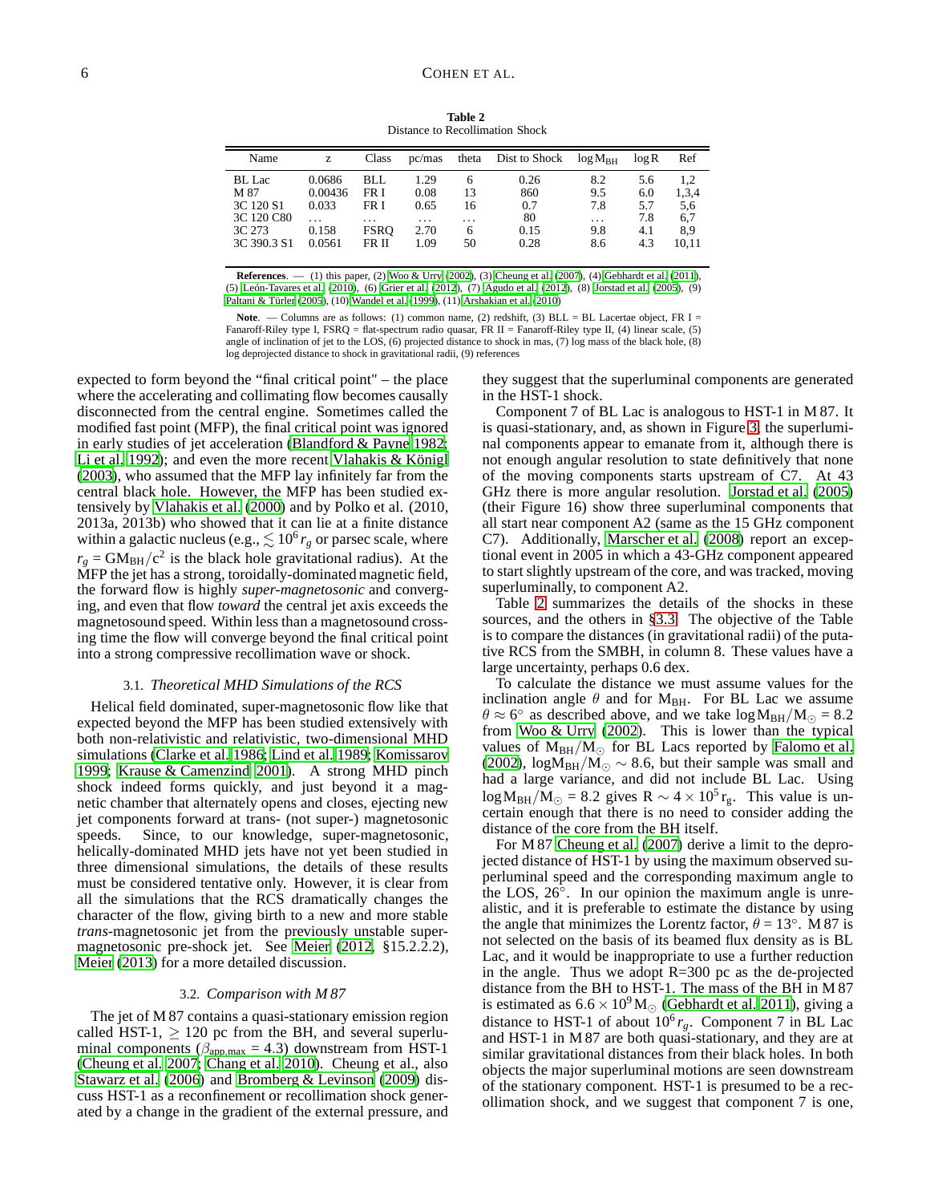**Table 2**
Distance to Recollimation Shock

| Name | z | Class | pc/mas | theta | Dist to Shock | $\log M_{BH}$ | log R | Ref |
|---|---|---|---|---|---|---|---|---|
| BL Lac | 0.0686 | BLL | 1.29 | 6 | 0.26 | 8.2 | 5.6 | 1,2 |
| M 87 | 0.00436 | FR I | 0.08 | 13 | 860 | 9.5 | 6.0 | 1,3,4 |
| 3C 120 S1 | 0.033 | FR I | 0.65 | 16 | 0.7 | 7.8 | 5.7 | 5,6 |
| 3C 120 C80 | ... | ... | ... | ... | 80 | ... | 7.8 | 6,7 |
| 3C 273 | 0.158 | FSRQ | 2.70 | 6 | 0.15 | 9.8 | 4.1 | 8,9 |
| 3C 390.3 S1 | 0.0561 | FR II | 1.09 | 50 | 0.28 | 8.6 | 4.3 | 10,11 |

**References**. — (1) this paper, (2) Woo & Urry (2002), (3) Cheung et al. (2007), (4) Gebhardt et al. (2011), (5) León-Tavares et al. (2010), (6) Grier et al. (2012), (7) Agudo et al. (2012), (8) Jorstad et al. (2005), (9) Paltani & Türler (2005), (10) Wandel et al. (1999), (11) Arshakian et al. (2010)

**Note**. — Columns are as follows: (1) common name, (2) redshift, (3) BLL = BL Lacertae object, FR I = Fanaroff-Riley type I, FSRQ = flat-spectrum radio quasar, FR II = Fanaroff-Riley type II, (4) linear scale, (5) angle of inclination of jet to the LOS, (6) projected distance to shock in mas, (7) log mass of the black hole, (8) log deprojected distance to shock in gravitational radii, (9) references

expected to form beyond the "final critical point" – the place where the accelerating and collimating flow becomes causally disconnected from the central engine. Sometimes called the modified fast point (MFP), the final critical point was ignored in early studies of jet acceleration (Blandford & Payne 1982; Li et al. 1992); and even the more recent Vlahakis & Königl (2003), who assumed that the MFP lay infinitely far from the central black hole. However, the MFP has been studied extensively by Vlahakis et al. (2000) and by Polko et al. (2010, 2013a, 2013b) who showed that it can lie at a finite distance within a galactic nucleus (e.g., $\lesssim 10^6\,r_g$ or parsec scale, where $r_g = GM_{BH}/c^2$ is the black hole gravitational radius). At the MFP the jet has a strong, toroidally-dominated magnetic field, the forward flow is highly *super-magnetosonic* and converging, and even that flow *toward* the central jet axis exceeds the magnetosound speed. Within less than a magnetosound crossing time the flow will converge beyond the final critical point into a strong compressive recollimation wave or shock.

### 3.1. *Theoretical MHD Simulations of the RCS*

Helical field dominated, super-magnetosonic flow like that expected beyond the MFP has been studied extensively with both non-relativistic and relativistic, two-dimensional MHD simulations (Clarke et al. 1986; Lind et al. 1989; Komissarov 1999; Krause & Camenzind 2001). A strong MHD pinch shock indeed forms quickly, and just beyond it a magnetic chamber that alternately opens and closes, ejecting new jet components forward at trans- (not super-) magnetosonic speeds. Since, to our knowledge, super-magnetosonic, helically-dominated MHD jets have not yet been studied in three dimensional simulations, the details of these results must be considered tentative only. However, it is clear from all the simulations that the RCS dramatically changes the character of the flow, giving birth to a new and more stable *trans*-magnetosonic jet from the previously unstable super-magnetosonic pre-shock jet. See Meier (2012, §15.2.2.2), Meier (2013) for a more detailed discussion.

### 3.2. *Comparison with M 87*

The jet of M 87 contains a quasi-stationary emission region called HST-1, $\geq 120$ pc from the BH, and several superluminal components ($\beta_{app,max} = 4.3$) downstream from HST-1 (Cheung et al. 2007; Chang et al. 2010). Cheung et al., also Stawarz et al. (2006) and Bromberg & Levinson (2009) discuss HST-1 as a reconfinement or recollimation shock generated by a change in the gradient of the external pressure, and they suggest that the superluminal components are generated in the HST-1 shock.

Component 7 of BL Lac is analogous to HST-1 in M 87. It is quasi-stationary, and, as shown in Figure 3, the superluminal components appear to emanate from it, although there is not enough angular resolution to state definitively that none of the moving components starts upstream of C7. At 43 GHz there is more angular resolution. Jorstad et al. (2005) (their Figure 16) show three superluminal components that all start near component A2 (same as the 15 GHz component C7). Additionally, Marscher et al. (2008) report an exceptional event in 2005 in which a 43-GHz component appeared to start slightly upstream of the core, and was tracked, moving superluminally, to component A2.

Table 2 summarizes the details of the shocks in these sources, and the others in §3.3. The objective of the Table is to compare the distances (in gravitational radii) of the putative RCS from the SMBH, in column 8. These values have a large uncertainty, perhaps 0.6 dex.

To calculate the distance we must assume values for the inclination angle $\theta$ and for $M_{BH}$. For BL Lac we assume $\theta \approx 6^\circ$ as described above, and we take $\log M_{BH}/M_\odot = 8.2$ from Woo & Urry (2002). This is lower than the typical values of $M_{BH}/M_\odot$ for BL Lacs reported by Falomo et al. (2002), $\log M_{BH}/M_\odot \sim 8.6$, but their sample was small and had a large variance, and did not include BL Lac. Using $\log M_{BH}/M_\odot = 8.2$ gives $R \sim 4 \times 10^5\,r_g$. This value is uncertain enough that there is no need to consider adding the distance of the core from the BH itself.

For M 87 Cheung et al. (2007) derive a limit to the deprojected distance of HST-1 by using the maximum observed superluminal speed and the corresponding maximum angle to the LOS, 26°. In our opinion the maximum angle is unrealistic, and it is preferable to estimate the distance by using the angle that minimizes the Lorentz factor, $\theta = 13^\circ$. M 87 is not selected on the basis of its beamed flux density as is BL Lac, and it would be inappropriate to use a further reduction in the angle. Thus we adopt R=300 pc as the de-projected distance from the BH to HST-1. The mass of the BH in M 87 is estimated as $6.6 \times 10^9\,M_\odot$ (Gebhardt et al. 2011), giving a distance to HST-1 of about $10^6\,r_g$. Component 7 in BL Lac and HST-1 in M 87 are both quasi-stationary, and they are at similar gravitational distances from their black holes. In both objects the major superluminal motions are seen downstream of the stationary component. HST-1 is presumed to be a recollimation shock, and we suggest that component 7 is one,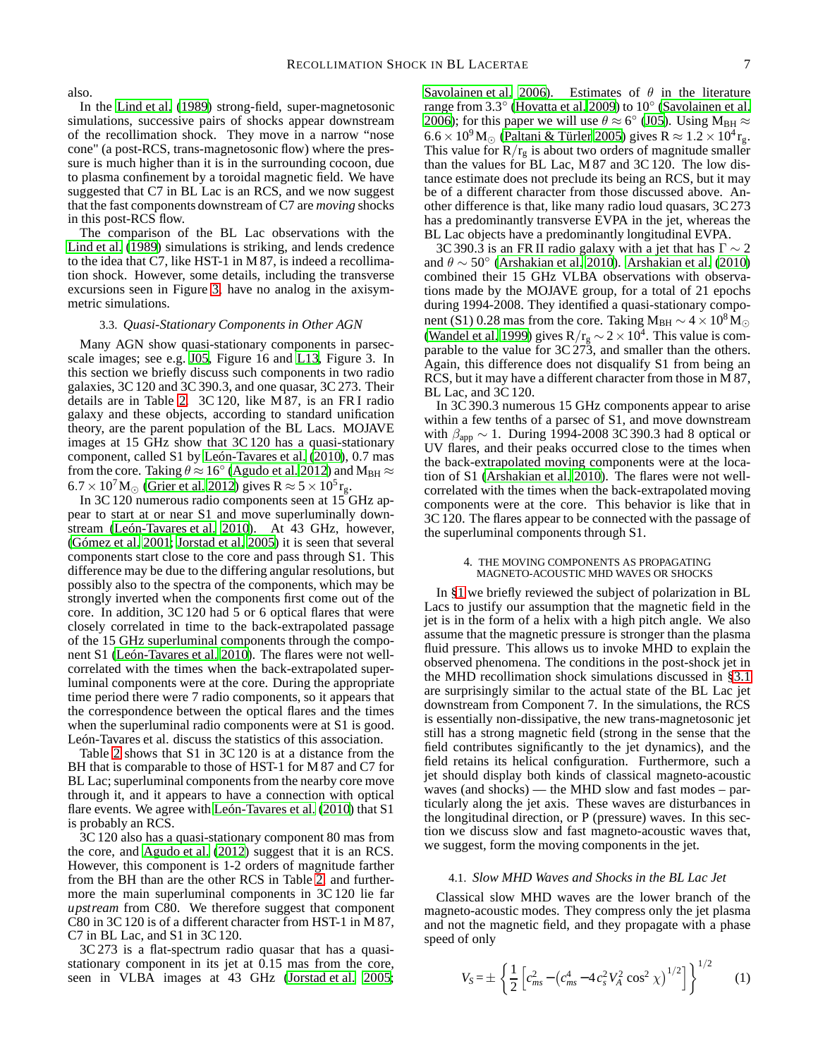also.

In the Lind et al. (1989) strong-field, super-magnetosonic simulations, successive pairs of shocks appear downstream of the recollimation shock. They move in a narrow "nose cone" (a post-RCS, trans-magnetosonic flow) where the pressure is much higher than it is in the surrounding cocoon, due to plasma confinement by a toroidal magnetic field. We have suggested that C7 in BL Lac is an RCS, and we now suggest that the fast components downstream of C7 are *moving* shocks in this post-RCS flow.

The comparison of the BL Lac observations with the Lind et al. (1989) simulations is striking, and lends credence to the idea that C7, like HST-1 in M 87, is indeed a recollimation shock. However, some details, including the transverse excursions seen in Figure 3, have no analog in the axisymmetric simulations.

### 3.3. *Quasi-Stationary Components in Other AGN*

Many AGN show quasi-stationary components in parsec-scale images; see e.g. J05, Figure 16 and L13, Figure 3. In this section we briefly discuss such components in two radio galaxies, 3C 120 and 3C 390.3, and one quasar, 3C 273. Their details are in Table 2. 3C 120, like M 87, is an FR I radio galaxy and these objects, according to standard unification theory, are the parent population of the BL Lacs. MOJAVE images at 15 GHz show that 3C 120 has a quasi-stationary component, called S1 by León-Tavares et al. (2010), 0.7 mas from the core. Taking $\theta \approx 16^\circ$ (Agudo et al. 2012) and $M_{BH} \approx 6.7 \times 10^7 M_\odot$ (Grier et al. 2012) gives $R \approx 5 \times 10^5 r_g$.

In 3C 120 numerous radio components seen at 15 GHz appear to start at or near S1 and move superluminally downstream (León-Tavares et al. 2010). At 43 GHz, however, (Gómez et al. 2001; Jorstad et al. 2005) it is seen that several components start close to the core and pass through S1. This difference may be due to the differing angular resolutions, but possibly also to the spectra of the components, which may be strongly inverted when the components first come out of the core. In addition, 3C 120 had 5 or 6 optical flares that were closely correlated in time to the back-extrapolated passage of the 15 GHz superluminal components through the component S1 (León-Tavares et al. 2010). The flares were not well-correlated with the times when the back-extrapolated superluminal components were at the core. During the appropriate time period there were 7 radio components, so it appears that the correspondence between the optical flares and the times when the superluminal radio components were at S1 is good. León-Tavares et al. discuss the statistics of this association.

Table 2 shows that S1 in 3C 120 is at a distance from the BH that is comparable to those of HST-1 for M 87 and C7 for BL Lac; superluminal components from the nearby core move through it, and it appears to have a connection with optical flare events. We agree with León-Tavares et al. (2010) that S1 is probably an RCS.

3C 120 also has a quasi-stationary component 80 mas from the core, and Agudo et al. (2012) suggest that it is an RCS. However, this component is 1-2 orders of magnitude farther from the BH than are the other RCS in Table 2, and furthermore the main superluminal components in 3C 120 lie far *upstream* from C80. We therefore suggest that component C80 in 3C 120 is of a different character from HST-1 in M 87, C7 in BL Lac, and S1 in 3C 120.

3C 273 is a flat-spectrum radio quasar that has a quasi-stationary component in its jet at 0.15 mas from the core, seen in VLBA images at 43 GHz (Jorstad et al. 2005; Savolainen et al. 2006). Estimates of $\theta$ in the literature range from 3.3° (Hovatta et al. 2009) to 10° (Savolainen et al. 2006); for this paper we will use $\theta \approx 6^\circ$ (J05). Using $M_{BH} \approx 6.6 \times 10^9 M_\odot$ (Paltani & Türler 2005) gives $R \approx 1.2 \times 10^4 r_g$. This value for $R/r_g$ is about two orders of magnitude smaller than the values for BL Lac, M 87 and 3C 120. The low distance estimate does not preclude its being an RCS, but it may be of a different character from those discussed above. Another difference is that, like many radio loud quasars, 3C 273 has a predominantly transverse EVPA in the jet, whereas the BL Lac objects have a predominantly longitudinal EVPA.

3C 390.3 is an FR II radio galaxy with a jet that has $\Gamma \sim 2$ and $\theta \sim 50^\circ$ (Arshakian et al. 2010). Arshakian et al. (2010) combined their 15 GHz VLBA observations with observations made by the MOJAVE group, for a total of 21 epochs during 1994-2008. They identified a quasi-stationary component (S1) 0.28 mas from the core. Taking $M_{BH} \sim 4 \times 10^8 M_\odot$ (Wandel et al. 1999) gives $R/r_g \sim 2 \times 10^4$. This value is comparable to the value for 3C 273, and smaller than the others. Again, this difference does not disqualify S1 from being an RCS, but it may have a different character from those in M 87, BL Lac, and 3C 120.

In 3C 390.3 numerous 15 GHz components appear to arise within a few tenths of a parsec of S1, and move downstream with $\beta_{app} \sim 1$. During 1994-2008 3C 390.3 had 8 optical or UV flares, and their peaks occurred close to the times when the back-extrapolated moving components were at the location of S1 (Arshakian et al. 2010). The flares were not well-correlated with the times when the back-extrapolated moving components were at the core. This behavior is like that in 3C 120. The flares appear to be connected with the passage of the superluminal components through S1.

## 4. THE MOVING COMPONENTS AS PROPAGATING MAGNETO-ACOUSTIC MHD WAVES OR SHOCKS

In §1 we briefly reviewed the subject of polarization in BL Lacs to justify our assumption that the magnetic field in the jet is in the form of a helix with a high pitch angle. We also assume that the magnetic pressure is stronger than the plasma fluid pressure. This allows us to invoke MHD to explain the observed phenomena. The conditions in the post-shock jet in the MHD recollimation shock simulations discussed in §3.1 are surprisingly similar to the actual state of the BL Lac jet downstream from Component 7. In the simulations, the RCS is essentially non-dissipative, the new trans-magnetosonic jet still has a strong magnetic field (strong in the sense that the field contributes significantly to the jet dynamics), and the field retains its helical configuration. Furthermore, such a jet should display both kinds of classical magneto-acoustic waves (and shocks) — the MHD slow and fast modes — particularly along the jet axis. These waves are disturbances in the longitudinal direction, or P (pressure) waves. In this section we discuss slow and fast magneto-acoustic waves that, we suggest, form the moving components in the jet.

### 4.1. *Slow MHD Waves and Shocks in the BL Lac Jet*

Classical slow MHD waves are the lower branch of the magneto-acoustic modes. They compress only the jet plasma and not the magnetic field, and they propagate with a phase speed of only

$$V_S = \pm \left\{ \frac{1}{2} \left[ c_{ms}^2 - \left( c_{ms}^4 - 4 c_s^2 V_A^2 \cos^2 \chi \right)^{1/2} \right] \right\}^{1/2} \qquad (1)$$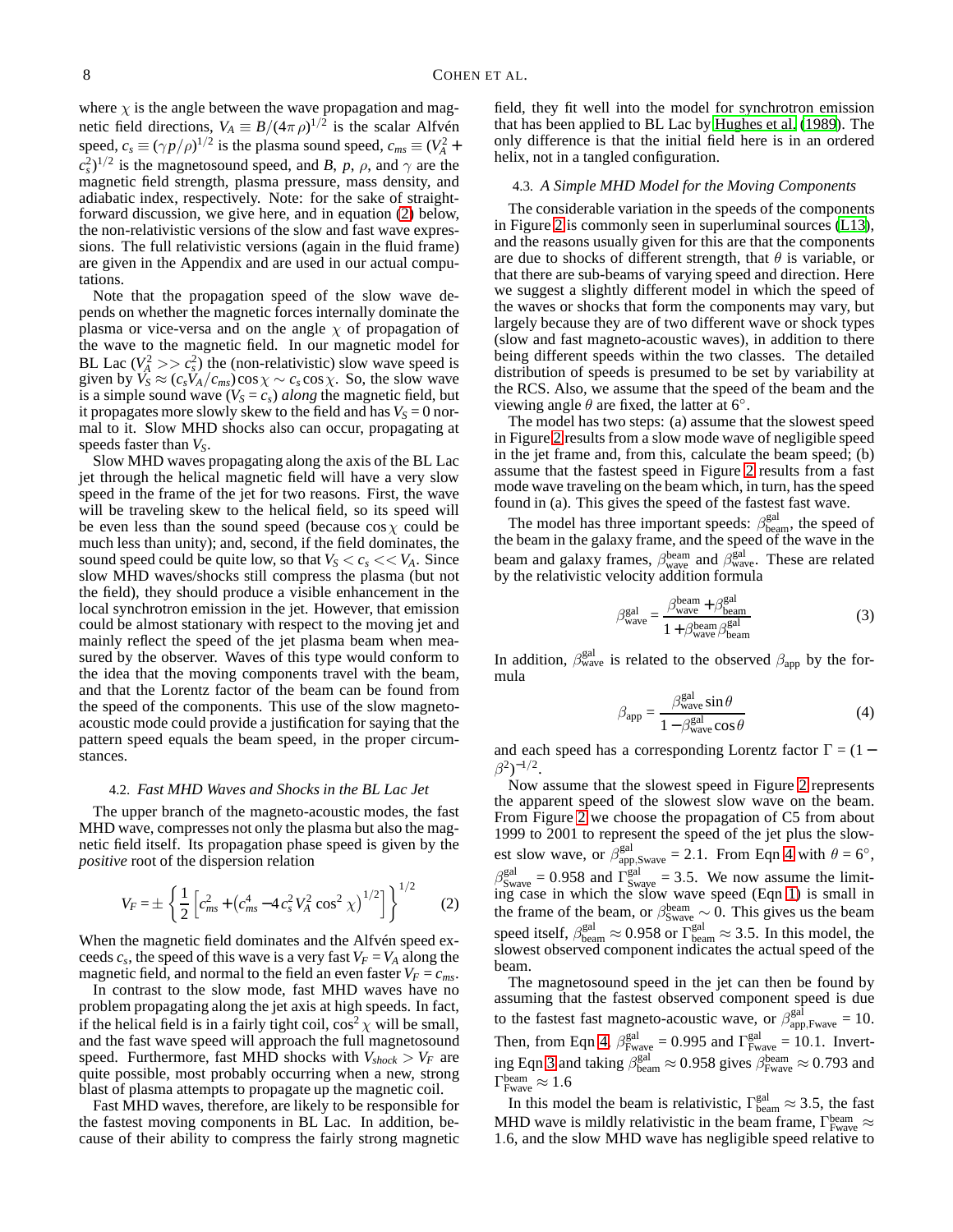where $\chi$ is the angle between the wave propagation and magnetic field directions, $V_A \equiv B/(4\pi\rho)^{1/2}$ is the scalar Alfvén speed, $c_s \equiv (\gamma p/\rho)^{1/2}$ is the plasma sound speed, $c_{ms} \equiv (V_A^2 + c_s^2)^{1/2}$ is the magnetosound speed, and $B$, $p$, $\rho$, and $\gamma$ are the magnetic field strength, plasma pressure, mass density, and adiabatic index, respectively. Note: for the sake of straightforward discussion, we give here, and in equation (2) below, the non-relativistic versions of the slow and fast wave expressions. The full relativistic versions (again in the fluid frame) are given in the Appendix and are used in our actual computations.

Note that the propagation speed of the slow wave depends on whether the magnetic forces internally dominate the plasma or vice-versa and on the angle $\chi$ of propagation of the wave to the magnetic field. In our magnetic model for BL Lac ($V_A^2 >> c_s^2$) the (non-relativistic) slow wave speed is given by $V_S \approx (c_s V_A/c_{ms})\cos\chi \sim c_s \cos\chi$. So, the slow wave is a simple sound wave ($V_S = c_s$) *along* the magnetic field, but it propagates more slowly skew to the field and has $V_S = 0$ normal to it. Slow MHD shocks also can occur, propagating at speeds faster than $V_S$.

Slow MHD waves propagating along the axis of the BL Lac jet through the helical magnetic field will have a very slow speed in the frame of the jet for two reasons. First, the wave will be traveling skew to the helical field, so its speed will be even less than the sound speed (because $\cos\chi$ could be much less than unity); and, second, if the field dominates, the sound speed could be quite low, so that $V_S < c_s << V_A$. Since slow MHD waves/shocks still compress the plasma (but not the field), they should produce a visible enhancement in the local synchrotron emission in the jet. However, that emission could be almost stationary with respect to the moving jet and mainly reflect the speed of the jet plasma beam when measured by the observer. Waves of this type would conform to the idea that the moving components travel with the beam, and that the Lorentz factor of the beam can be found from the speed of the components. This use of the slow magnetoacoustic mode could provide a justification for saying that the pattern speed equals the beam speed, in the proper circumstances.

### 4.2. *Fast MHD Waves and Shocks in the BL Lac Jet*

The upper branch of the magneto-acoustic modes, the fast MHD wave, compresses not only the plasma but also the magnetic field itself. Its propagation phase speed is given by the *positive* root of the dispersion relation

$$V_F = \pm\left\{\frac{1}{2}\left[c_{ms}^2 + \left(c_{ms}^4 - 4c_s^2 V_A^2 \cos^2\chi\right)^{1/2}\right]\right\}^{1/2} \qquad (2)$$

When the magnetic field dominates and the Alfvén speed exceeds $c_s$, the speed of this wave is a very fast $V_F = V_A$ along the magnetic field, and normal to the field an even faster $V_F = c_{ms}$.

In contrast to the slow mode, fast MHD waves have no problem propagating along the jet axis at high speeds. In fact, if the helical field is in a fairly tight coil, $\cos^2\chi$ will be small, and the fast wave speed will approach the full magnetosound speed. Furthermore, fast MHD shocks with $V_{shock} > V_F$ are quite possible, most probably occurring when a new, strong blast of plasma attempts to propagate up the magnetic coil.

Fast MHD waves, therefore, are likely to be responsible for the fastest moving components in BL Lac. In addition, because of their ability to compress the fairly strong magnetic field, they fit well into the model for synchrotron emission that has been applied to BL Lac by Hughes et al. (1989). The only difference is that the initial field here is in an ordered helix, not in a tangled configuration.

### 4.3. *A Simple MHD Model for the Moving Components*

The considerable variation in the speeds of the components in Figure 2 is commonly seen in superluminal sources (L13), and the reasons usually given for this are that the components are due to shocks of different strength, that $\theta$ is variable, or that there are sub-beams of varying speed and direction. Here we suggest a slightly different model in which the speed of the waves or shocks that form the components may vary, but largely because they are of two different wave or shock types (slow and fast magneto-acoustic waves), in addition to there being different speeds within the two classes. The detailed distribution of speeds is presumed to be set by variability at the RCS. Also, we assume that the speed of the beam and the viewing angle $\theta$ are fixed, the latter at 6°.

The model has two steps: (a) assume that the slowest speed in Figure 2 results from a slow mode wave of negligible speed in the jet frame and, from this, calculate the beam speed; (b) assume that the fastest speed in Figure 2 results from a fast mode wave traveling on the beam which, in turn, has the speed found in (a). This gives the speed of the fastest fast wave.

The model has three important speeds: $\beta^{\rm gal}_{\rm beam}$, the speed of the beam in the galaxy frame, and the speed of the wave in the beam and galaxy frames, $\beta^{\rm beam}_{\rm wave}$ and $\beta^{\rm gal}_{\rm wave}$. These are related by the relativistic velocity addition formula

$$\beta^{\rm gal}_{\rm wave} = \frac{\beta^{\rm beam}_{\rm wave} + \beta^{\rm gal}_{\rm beam}}{1 + \beta^{\rm beam}_{\rm wave}\beta^{\rm gal}_{\rm beam}} \qquad (3)$$

In addition, $\beta^{\rm gal}_{\rm wave}$ is related to the observed $\beta_{\rm app}$ by the formula

$$\beta_{\rm app} = \frac{\beta^{\rm gal}_{\rm wave}\sin\theta}{1 - \beta^{\rm gal}_{\rm wave}\cos\theta} \qquad (4)$$

and each speed has a corresponding Lorentz factor $\Gamma = (1 - \beta^2)^{-1/2}$.

Now assume that the slowest speed in Figure 2 represents the apparent speed of the slowest slow wave on the beam. From Figure 2 we choose the propagation of C5 from about 1999 to 2001 to represent the speed of the jet plus the slowest slow wave, or $\beta^{\rm gal}_{\rm app,Swave} = 2.1$. From Eqn 4 with $\theta = 6°$, $\beta^{\rm gal}_{\rm Swave} = 0.958$ and $\Gamma^{\rm gal}_{\rm Swave} = 3.5$. We now assume the limiting case in which the slow wave speed (Eqn 1) is small in the frame of the beam, or $\beta^{\rm beam}_{\rm Swave} \sim 0$. This gives us the beam speed itself, $\beta^{\rm gal}_{\rm beam} \approx 0.958$ or $\Gamma^{\rm gal}_{\rm beam} \approx 3.5$. In this model, the slowest observed component indicates the actual speed of the beam.

The magnetosound speed in the jet can then be found by assuming that the fastest observed component speed is due to the fastest fast magneto-acoustic wave, or $\beta^{\rm gal}_{\rm app,Fwave} = 10$. Then, from Eqn 4, $\beta^{\rm gal}_{\rm Fwave} = 0.995$ and $\Gamma^{\rm gal}_{\rm Fwave} = 10.1$. Inverting Eqn 3 and taking $\beta^{\rm gal}_{\rm beam} \approx 0.958$ gives $\beta^{\rm beam}_{\rm Fwave} \approx 0.793$ and $\Gamma^{\rm beam}_{\rm Fwave} \approx 1.6$

In this model the beam is relativistic, $\Gamma^{\rm gal}_{\rm beam} \approx 3.5$, the fast MHD wave is mildly relativistic in the beam frame, $\Gamma^{\rm beam}_{\rm Fwave} \approx 1.6$, and the slow MHD wave has negligible speed relative to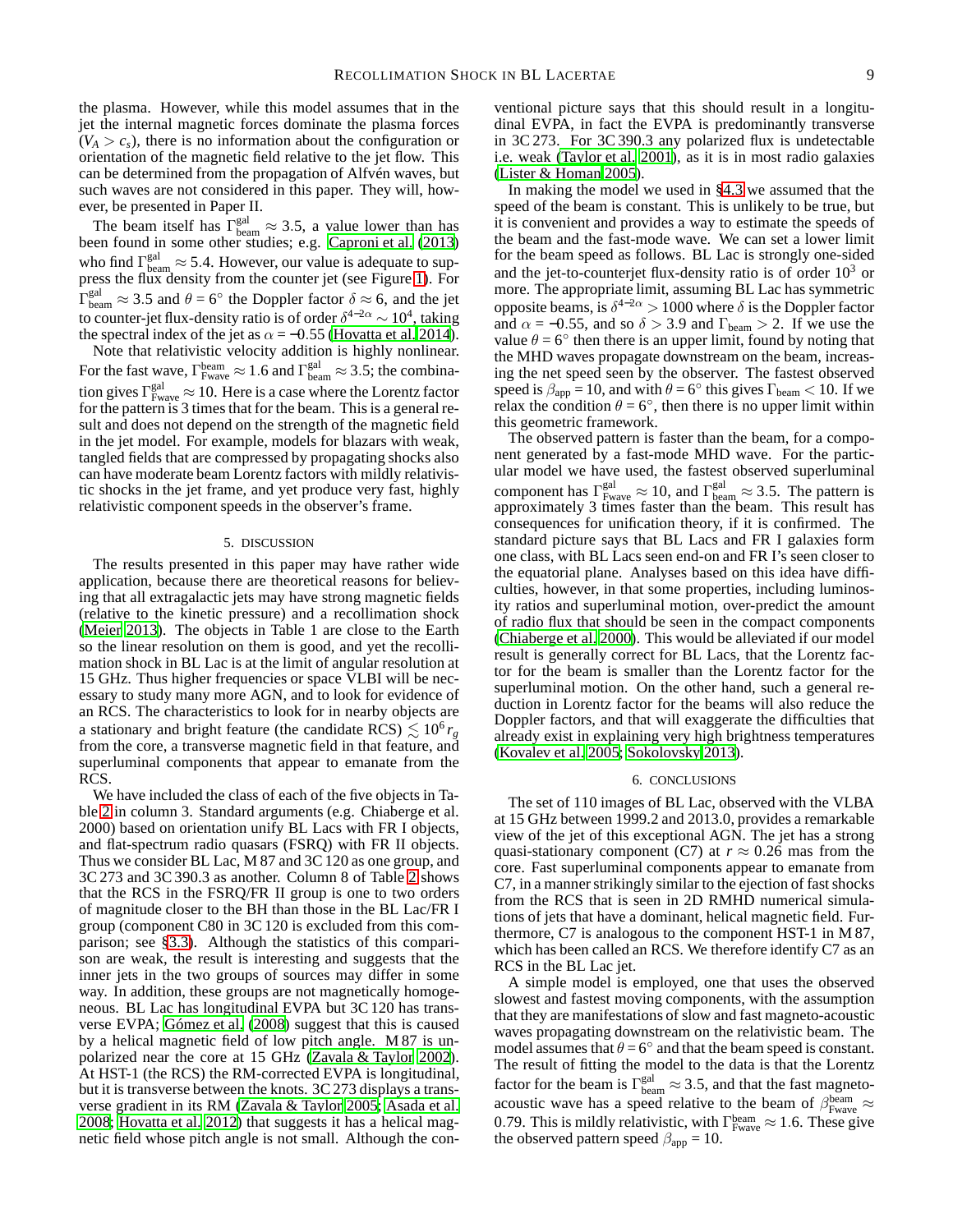the plasma. However, while this model assumes that in the jet the internal magnetic forces dominate the plasma forces ($V_A > c_s$), there is no information about the configuration or orientation of the magnetic field relative to the jet flow. This can be determined from the propagation of Alfvén waves, but such waves are not considered in this paper. They will, however, be presented in Paper II.

The beam itself has $\Gamma^{\rm gal}_{\rm beam} \approx 3.5$, a value lower than has been found in some other studies; e.g. Caproni et al. (2013) who find $\Gamma^{\rm gal}_{\rm beam} \approx 5.4$. However, our value is adequate to suppress the flux density from the counter jet (see Figure 1). For $\Gamma^{\rm gal}_{\rm beam} \approx 3.5$ and $\theta = 6^\circ$ the Doppler factor $\delta \approx 6$, and the jet to counter-jet flux-density ratio is of order $\delta^{4-2\alpha} \sim 10^4$, taking the spectral index of the jet as $\alpha = -0.55$ (Hovatta et al. 2014).

Note that relativistic velocity addition is highly nonlinear. For the fast wave, $\Gamma^{\rm beam}_{\rm Fwave} \approx 1.6$ and $\Gamma^{\rm gal}_{\rm beam} \approx 3.5$; the combination gives $\Gamma^{\rm gal}_{\rm Fwave} \approx 10$. Here is a case where the Lorentz factor for the pattern is 3 times that for the beam. This is a general result and does not depend on the strength of the magnetic field in the jet model. For example, models for blazars with weak, tangled fields that are compressed by propagating shocks also can have moderate beam Lorentz factors with mildly relativistic shocks in the jet frame, and yet produce very fast, highly relativistic component speeds in the observer's frame.

## 5. DISCUSSION

The results presented in this paper may have rather wide application, because there are theoretical reasons for believing that all extragalactic jets may have strong magnetic fields (relative to the kinetic pressure) and a recollimation shock (Meier 2013). The objects in Table 1 are close to the Earth so the linear resolution on them is good, and yet the recollimation shock in BL Lac is at the limit of angular resolution at 15 GHz. Thus higher frequencies or space VLBI will be necessary to study many more AGN, and to look for evidence of an RCS. The characteristics to look for in nearby objects are a stationary and bright feature (the candidate RCS) $\lesssim 10^6 r_g$ from the core, a transverse magnetic field in that feature, and superluminal components that appear to emanate from the RCS.

We have included the class of each of the five objects in Table 2 in column 3. Standard arguments (e.g. Chiaberge et al. 2000) based on orientation unify BL Lacs with FR I objects, and flat-spectrum radio quasars (FSRQ) with FR II objects. Thus we consider BL Lac, M 87 and 3C 120 as one group, and 3C 273 and 3C 390.3 as another. Column 8 of Table 2 shows that the RCS in the FSRQ/FR II group is one to two orders of magnitude closer to the BH than those in the BL Lac/FR I group (component C80 in 3C 120 is excluded from this comparison; see §3.3). Although the statistics of this comparison are weak, the result is interesting and suggests that the inner jets in the two groups of sources may differ in some way. In addition, these groups are not magnetically homogeneous. BL Lac has longitudinal EVPA but 3C 120 has transverse EVPA; Gómez et al. (2008) suggest that this is caused by a helical magnetic field of low pitch angle. M 87 is unpolarized near the core at 15 GHz (Zavala & Taylor 2002). At HST-1 (the RCS) the RM-corrected EVPA is longitudinal, but it is transverse between the knots. 3C 273 displays a transverse gradient in its RM (Zavala & Taylor 2005; Asada et al. 2008; Hovatta et al. 2012) that suggests it has a helical magnetic field whose pitch angle is not small. Although the conventional picture says that this should result in a longitudinal EVPA, in fact the EVPA is predominantly transverse in 3C 273. For 3C 390.3 any polarized flux is undetectable i.e. weak (Taylor et al. 2001), as it is in most radio galaxies (Lister & Homan 2005).

In making the model we used in §4.3 we assumed that the speed of the beam is constant. This is unlikely to be true, but it is convenient and provides a way to estimate the speeds of the beam and the fast-mode wave. We can set a lower limit for the beam speed as follows. BL Lac is strongly one-sided and the jet-to-counterjet flux-density ratio is of order $10^3$ or more. The appropriate limit, assuming BL Lac has symmetric opposite beams, is $\delta^{4-2\alpha} > 1000$ where $\delta$ is the Doppler factor and $\alpha = -0.55$, and so $\delta > 3.9$ and $\Gamma_{\rm beam} > 2$. If we use the value $\theta = 6^\circ$ then there is an upper limit, found by noting that the MHD waves propagate downstream on the beam, increasing the net speed seen by the observer. The fastest observed speed is $\beta_{\rm app} = 10$, and with $\theta = 6^\circ$ this gives $\Gamma_{\rm beam} < 10$. If we relax the condition $\theta = 6^\circ$, then there is no upper limit within this geometric framework.

The observed pattern is faster than the beam, for a component generated by a fast-mode MHD wave. For the particular model we have used, the fastest observed superluminal component has $\Gamma^{\rm gal}_{\rm Fwave} \approx 10$, and $\Gamma^{\rm gal}_{\rm beam} \approx 3.5$. The pattern is approximately 3 times faster than the beam. This result has consequences for unification theory, if it is confirmed. The standard picture says that BL Lacs and FR I galaxies form one class, with BL Lacs seen end-on and FR I's seen closer to the equatorial plane. Analyses based on this idea have difficulties, however, in that some properties, including luminosity ratios and superluminal motion, over-predict the amount of radio flux that should be seen in the compact components (Chiaberge et al. 2000). This would be alleviated if our model result is generally correct for BL Lacs, that the Lorentz factor for the beam is smaller than the Lorentz factor for the superluminal motion. On the other hand, such a general reduction in Lorentz factor for the beams will also reduce the Doppler factors, and that will exaggerate the difficulties that already exist in explaining very high brightness temperatures (Kovalev et al. 2005; Sokolovsky 2013).

## 6. CONCLUSIONS

The set of 110 images of BL Lac, observed with the VLBA at 15 GHz between 1999.2 and 2013.0, provides a remarkable view of the jet of this exceptional AGN. The jet has a strong quasi-stationary component (C7) at $r \approx 0.26$ mas from the core. Fast superluminal components appear to emanate from C7, in a manner strikingly similar to the ejection of fast shocks from the RCS that is seen in 2D RMHD numerical simulations of jets that have a dominant, helical magnetic field. Furthermore, C7 is analogous to the component HST-1 in M 87, which has been called an RCS. We therefore identify C7 as an RCS in the BL Lac jet.

A simple model is employed, one that uses the observed slowest and fastest moving components, with the assumption that they are manifestations of slow and fast magneto-acoustic waves propagating downstream on the relativistic beam. The model assumes that $\theta = 6^\circ$ and that the beam speed is constant. The result of fitting the model to the data is that the Lorentz factor for the beam is $\Gamma^{\rm gal}_{\rm beam} \approx 3.5$, and that the fast magneto-acoustic wave has a speed relative to the beam of $\beta^{\rm beam}_{\rm Fwave} \approx 0.79$. This is mildly relativistic, with $\Gamma^{\rm beam}_{\rm Fwave} \approx 1.6$. These give the observed pattern speed $\beta_{\rm app} = 10$.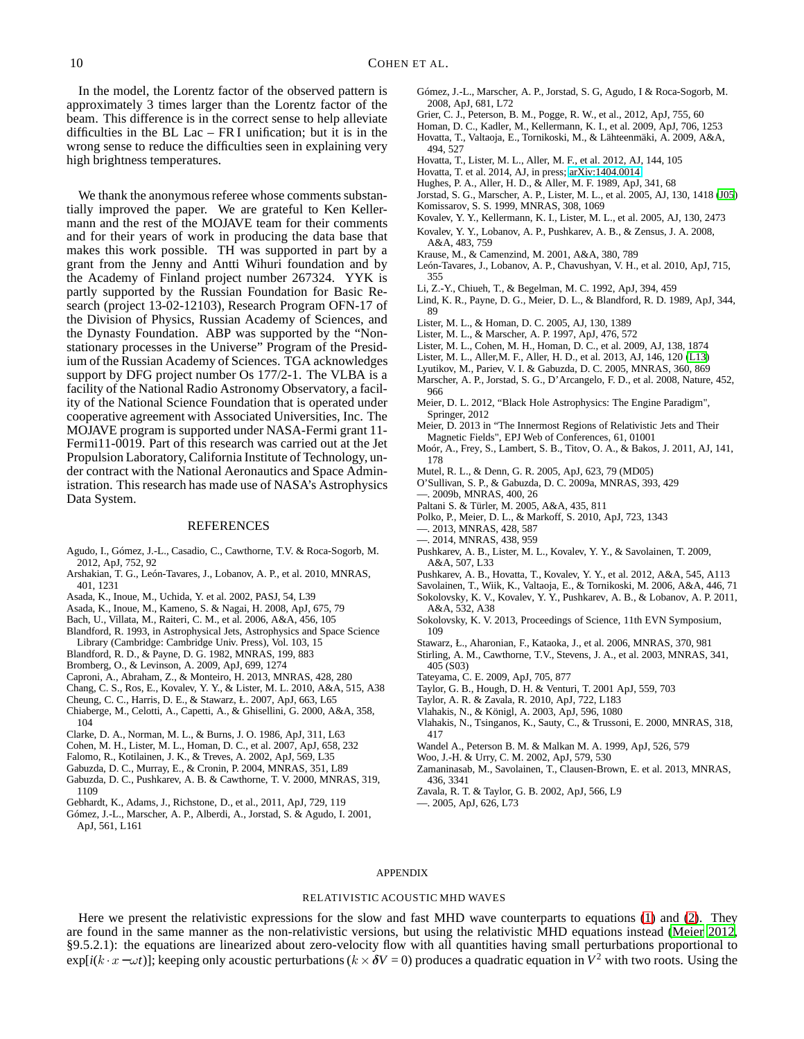In the model, the Lorentz factor of the observed pattern is approximately 3 times larger than the Lorentz factor of the beam. This difference is in the correct sense to help alleviate difficulties in the BL Lac – FR I unification; but it is in the wrong sense to reduce the difficulties seen in explaining very high brightness temperatures.

We thank the anonymous referee whose comments substantially improved the paper. We are grateful to Ken Kellermann and the rest of the MOJAVE team for their comments and for their years of work in producing the data base that makes this work possible. TH was supported in part by a grant from the Jenny and Antti Wihuri foundation and by the Academy of Finland project number 267324. YYK is partly supported by the Russian Foundation for Basic Research (project 13-02-12103), Research Program OFN-17 of the Division of Physics, Russian Academy of Sciences, and the Dynasty Foundation. ABP was supported by the "Non-stationary processes in the Universe" Program of the Presidium of the Russian Academy of Sciences. TGA acknowledges support by DFG project number Os 177/2-1. The VLBA is a facility of the National Radio Astronomy Observatory, a facility of the National Science Foundation that is operated under cooperative agreement with Associated Universities, Inc. The MOJAVE program is supported under NASA-Fermi grant 11-Fermi11-0019. Part of this research was carried out at the Jet Propulsion Laboratory, California Institute of Technology, under contract with the National Aeronautics and Space Administration. This research has made use of NASA's Astrophysics Data System.

## REFERENCES

Agudo, I., Gómez, J.-L., Casadio, C., Cawthorne, T.V. & Roca-Sogorb, M. 2012, ApJ, 752, 92
Arshakian, T. G., León-Tavares, J., Lobanov, A. P., et al. 2010, MNRAS, 401, 1231
Asada, K., Inoue, M., Uchida, Y. et al. 2002, PASJ, 54, L39
Asada, K., Inoue, M., Kameno, S. & Nagai, H. 2008, ApJ, 675, 79
Bach, U., Villata, M., Raiteri, C. M., et al. 2006, A&A, 456, 105
Blandford, R. 1993, in Astrophysical Jets, Astrophysics and Space Science Library (Cambridge: Cambridge Univ. Press), Vol. 103, 15
Blandford, R. D., & Payne, D. G. 1982, MNRAS, 199, 883
Bromberg, O., & Levinson, A. 2009, ApJ, 699, 1274
Caproni, A., Abraham, Z., & Monteiro, H. 2013, MNRAS, 428, 280
Chang, C. S., Ros, E., Kovalev, Y. Y., & Lister, M. L. 2010, A&A, 515, A38
Cheung, C. C., Harris, D. E., & Stawarz, Ł. 2007, ApJ, 663, L65
Chiaberge, M., Celotti, A., Capetti, A., & Ghisellini, G. 2000, A&A, 358, 104
Clarke, D. A., Norman, M. L., & Burns, J. O. 1986, ApJ, 311, L63
Cohen, M. H., Lister, M. L., Homan, D. C., et al. 2007, ApJ, 658, 232
Falomo, R., Kotilainen, J. K., & Treves, A. 2002, ApJ, 569, L35
Gabuzda, D. C., Murray, E., & Cronin, P. 2004, MNRAS, 351, L89
Gabuzda, D. C., Pushkarev, A. B. & Cawthorne, T. V. 2000, MNRAS, 319, 1109
Gebhardt, K., Adams, J., Richstone, D., et al., 2011, ApJ, 729, 119
Gómez, J.-L., Marscher, A. P., Alberdi, A., Jorstad, S. & Agudo, I. 2001, ApJ, 561, L161
Gómez, J.-L., Marscher, A. P., Jorstad, S. G., Agudo, I & Roca-Sogorb, M. 2008, ApJ, 681, L72
Grier, C. J., Peterson, B. M., Pogge, R. W., et al., 2012, ApJ, 755, 60
Homan, D. C., Kadler, M., Kellermann, K. I., et al. 2009, ApJ, 706, 1253
Hovatta, T., Valtaoja, E., Tornikoski, M., & Lähteenmäki, A. 2009, A&A, 494, 527
Hovatta, T., Lister, M. L., Aller, M. F., et al. 2012, AJ, 144, 105
Hovatta, T. et al. 2014, AJ, in press; arXiv:1404.0014
Hughes, P. A., Aller, H. D., & Aller, M. F. 1989, ApJ, 341, 68
Jorstad, S. G., Marscher, A. P., Lister, M. L., et al. 2005, AJ, 130, 1418 (J05)
Komissarov, S. S. 1999, MNRAS, 308, 1069
Kovalev, Y. Y., Kellermann, K. I., Lister, M. L., et al. 2005, AJ, 130, 2473
Kovalev, Y. Y., Lobanov, A. P., Pushkarev, A. B., & Zensus, J. A. 2008, A&A, 483, 759
Krause, M., & Camenzind, M. 2001, A&A, 380, 789
León-Tavares, J., Lobanov, A. P., Chavushyan, V. H., et al. 2010, ApJ, 715, 355
Li, Z.-Y., Chiueh, T., & Begelman, M. C. 1992, ApJ, 394, 459
Lind, K. R., Payne, D. G., Meier, D. L., & Blandford, R. D. 1989, ApJ, 344, 89
Lister, M. L., & Homan, D. C. 2005, AJ, 130, 1389
Lister, M. L., & Marscher, A. P. 1997, ApJ, 476, 572
Lister, M. L., Cohen, M. H., Homan, D. C., et al. 2009, AJ, 138, 1874
Lister, M. L., Aller,M. F., Aller, H. D., et al. 2013, AJ, 146, 120 (L13)
Lyutikov, M., Pariev, V. I. & Gabuzda, D. C. 2005, MNRAS, 360, 869
Marscher, A. P., Jorstad, S. G., D'Arcangelo, F. D., et al. 2008, Nature, 452, 966
Meier, D. L. 2012, "Black Hole Astrophysics: The Engine Paradigm", Springer, 2012
Meier, D. 2013 in "The Innermost Regions of Relativistic Jets and Their Magnetic Fields", EPJ Web of Conferences, 61, 01001
Moór, A., Frey, S., Lambert, S. B., Titov, O. A., & Bakos, J. 2011, AJ, 141, 178
Mutel, R. L., & Denn, G. R. 2005, ApJ, 623, 79 (MD05)
O'Sullivan, S. P., & Gabuzda, D. C. 2009a, MNRAS, 393, 429
—. 2009b, MNRAS, 400, 26
Paltani S. & Türler, M. 2005, A&A, 435, 811
Polko, P., Meier, D. L., & Markoff, S. 2010, ApJ, 723, 1343
—. 2013, MNRAS, 428, 587
—. 2014, MNRAS, 438, 959
Pushkarev, A. B., Lister, M. L., Kovalev, Y. Y., & Savolainen, T. 2009, A&A, 507, L33
Pushkarev, A. B., Hovatta, T., Kovalev, Y. Y., et al. 2012, A&A, 545, A113
Savolainen, T., Wiik, K., Valtaoja, E., & Tornikoski, M. 2006, A&A, 446, 71
Sokolovsky, K. V., Kovalev, Y. Y., Pushkarev, A. B., & Lobanov, A. P. 2011, A&A, 532, A38
Sokolovsky, K. V. 2013, Proceedings of Science, 11th EVN Symposium, 109
Stawarz, Ł., Aharonian, F., Kataoka, J., et al. 2006, MNRAS, 370, 981
Stirling, A. M., Cawthorne, T.V., Stevens, J. A., et al. 2003, MNRAS, 341, 405 (S03)
Tateyama, C. E. 2009, ApJ, 705, 877
Taylor, G. B., Hough, D. H. & Venturi, T. 2001 ApJ, 559, 703
Taylor, A. R. & Zavala, R. 2010, ApJ, 722, L183
Vlahakis, N., & Königl, A. 2003, ApJ, 596, 1080
Vlahakis, N., Tsinganos, K., Sauty, C., & Trussoni, E. 2000, MNRAS, 318, 417
Wandel A., Peterson B. M. & Malkan M. A. 1999, ApJ, 526, 579
Woo, J.-H. & Urry, C. M. 2002, ApJ, 579, 530
Zamaninasab, M., Savolainen, T., Clausen-Brown, E. et al. 2013, MNRAS, 436, 3341
Zavala, R. T. & Taylor, G. B. 2002, ApJ, 566, L9
—. 2005, ApJ, 626, L73

## APPENDIX

### RELATIVISTIC ACOUSTIC MHD WAVES

Here we present the relativistic expressions for the slow and fast MHD wave counterparts to equations (1) and (2). They are found in the same manner as the non-relativistic versions, but using the relativistic MHD equations instead (Meier 2012, §9.5.2.1): the equations are linearized about zero-velocity flow with all quantities having small perturbations proportional to $\exp[i(k\cdot x - \omega t)]$; keeping only acoustic perturbations ($k \times \boldsymbol{\delta V} = 0$) produces a quadratic equation in $V^2$ with two roots. Using the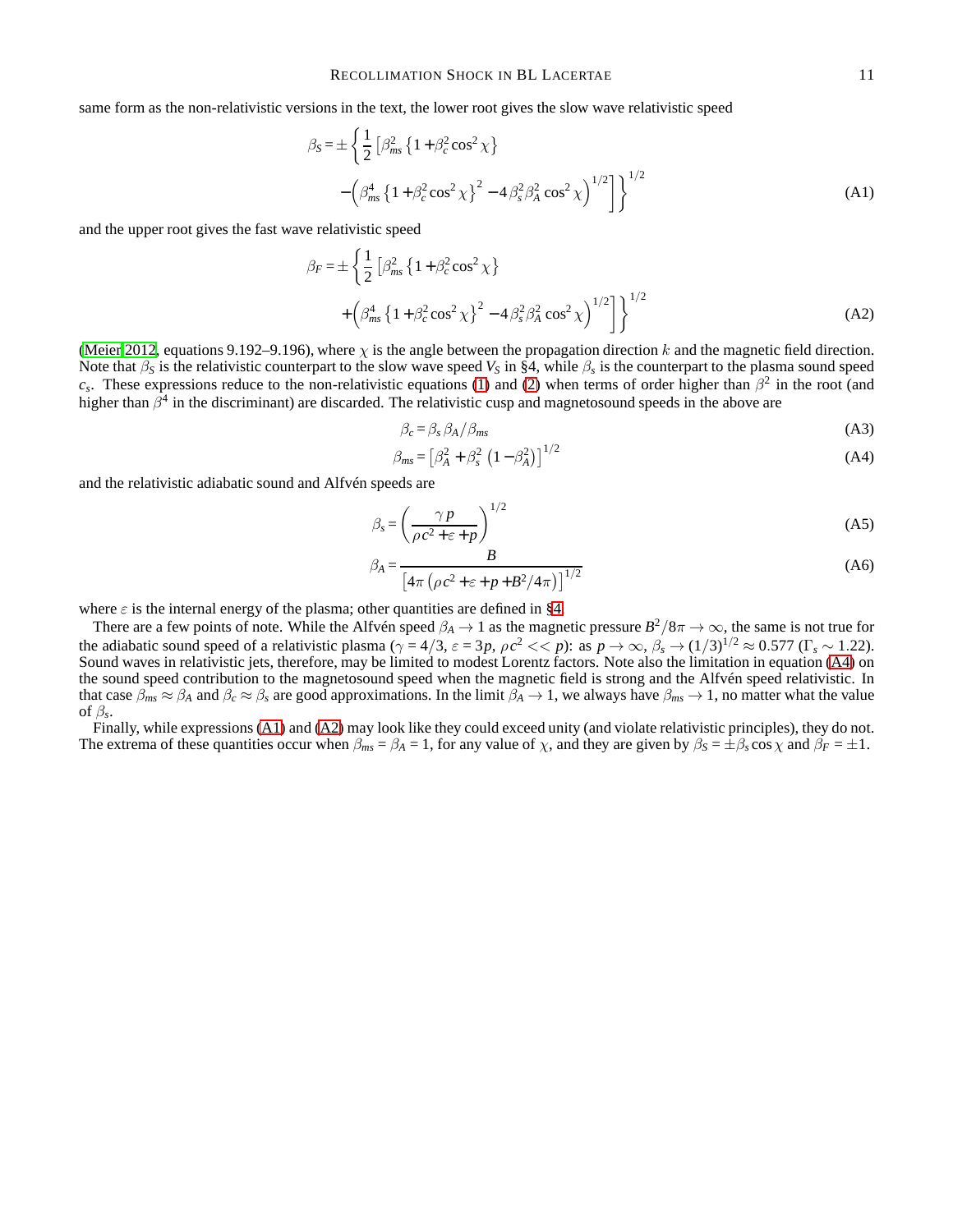same form as the non-relativistic versions in the text, the lower root gives the slow wave relativistic speed

$$\beta_S = \pm \left\{ \frac{1}{2} \left[ \beta_{ms}^2 \left\{ 1 + \beta_c^2 \cos^2 \chi \right\} - \left( \beta_{ms}^4 \left\{ 1 + \beta_c^2 \cos^2 \chi \right\}^2 - 4 \beta_s^2 \beta_A^2 \cos^2 \chi \right)^{1/2} \right] \right\}^{1/2} \tag{A1}$$

and the upper root gives the fast wave relativistic speed

$$\beta_F = \pm \left\{ \frac{1}{2} \left[ \beta_{ms}^2 \left\{ 1 + \beta_c^2 \cos^2 \chi \right\} + \left( \beta_{ms}^4 \left\{ 1 + \beta_c^2 \cos^2 \chi \right\}^2 - 4 \beta_s^2 \beta_A^2 \cos^2 \chi \right)^{1/2} \right] \right\}^{1/2} \tag{A2}$$

(Meier 2012, equations 9.192–9.196), where $\chi$ is the angle between the propagation direction $k$ and the magnetic field direction. Note that $\beta_S$ is the relativistic counterpart to the slow wave speed $V_S$ in §4, while $\beta_s$ is the counterpart to the plasma sound speed $c_s$. These expressions reduce to the non-relativistic equations (1) and (2) when terms of order higher than $\beta^2$ in the root (and higher than $\beta^4$ in the discriminant) are discarded. The relativistic cusp and magnetosound speeds in the above are

$$\beta_c = \beta_s \beta_A / \beta_{ms} \tag{A3}$$

$$\beta_{ms} = \left[ \beta_A^2 + \beta_s^2 \left( 1 - \beta_A^2 \right) \right]^{1/2} \tag{A4}$$

and the relativistic adiabatic sound and Alfvén speeds are

$$\beta_s = \left( \frac{\gamma p}{\rho c^2 + \varepsilon + p} \right)^{1/2} \tag{A5}$$

$$\beta_A = \frac{B}{\left[ 4\pi \left( \rho c^2 + \varepsilon + p + B^2/4\pi \right) \right]^{1/2}} \tag{A6}$$

where $\varepsilon$ is the internal energy of the plasma; other quantities are defined in §4.

There are a few points of note. While the Alfvén speed $\beta_A \to 1$ as the magnetic pressure $B^2/8\pi \to \infty$, the same is not true for the adiabatic sound speed of a relativistic plasma ($\gamma = 4/3$, $\varepsilon = 3p$, $\rho c^2 << p$): as $p \to \infty$, $\beta_s \to (1/3)^{1/2} \approx 0.577$ ($\Gamma_s \sim 1.22$). Sound waves in relativistic jets, therefore, may be limited to modest Lorentz factors. Note also the limitation in equation (A4) on the sound speed contribution to the magnetosound speed when the magnetic field is strong and the Alfvén speed relativistic. In that case $\beta_{ms} \approx \beta_A$ and $\beta_c \approx \beta_s$ are good approximations. In the limit $\beta_A \to 1$, we always have $\beta_{ms} \to 1$, no matter what the value of $\beta_s$.

Finally, while expressions (A1) and (A2) may look like they could exceed unity (and violate relativistic principles), they do not. The extrema of these quantities occur when $\beta_{ms} = \beta_A = 1$, for any value of $\chi$, and they are given by $\beta_S = \pm \beta_s \cos \chi$ and $\beta_F = \pm 1$.